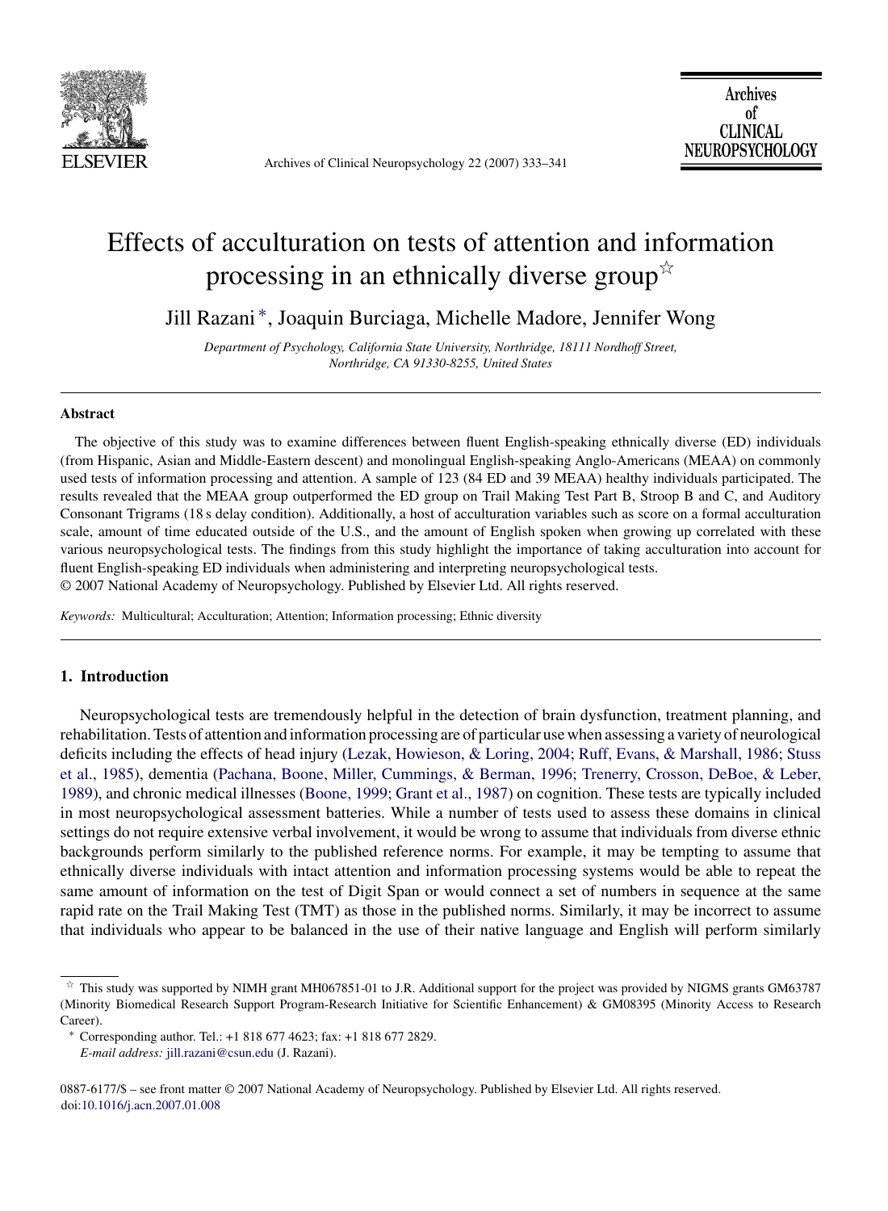# Effects of acculturation on tests of attention and information processing in an ethnically diverse group[☆]

Jill Razani[*], Joaquin Burciaga, Michelle Madore, Jennifer Wong

*Department of Psychology, California State University, Northridge, 18111 Nordhoff Street, Northridge, CA 91330-8255, United States*

## Abstract

The objective of this study was to examine differences between fluent English-speaking ethnically diverse (ED) individuals (from Hispanic, Asian and Middle-Eastern descent) and monolingual English-speaking Anglo-Americans (MEAA) on commonly used tests of information processing and attention. A sample of 123 (84 ED and 39 MEAA) healthy individuals participated. The results revealed that the MEAA group outperformed the ED group on Trail Making Test Part B, Stroop B and C, and Auditory Consonant Trigrams (18 s delay condition). Additionally, a host of acculturation variables such as score on a formal acculturation scale, amount of time educated outside of the U.S., and the amount of English spoken when growing up correlated with these various neuropsychological tests. The findings from this study highlight the importance of taking acculturation into account for fluent English-speaking ED individuals when administering and interpreting neuropsychological tests.

© 2007 National Academy of Neuropsychology. Published by Elsevier Ltd. All rights reserved.

*Keywords:* Multicultural; Acculturation; Attention; Information processing; Ethnic diversity

## 1. Introduction

Neuropsychological tests are tremendously helpful in the detection of brain dysfunction, treatment planning, and rehabilitation. Tests of attention and information processing are of particular use when assessing a variety of neurological deficits including the effects of head injury (Lezak, Howieson, & Loring, 2004; Ruff, Evans, & Marshall, 1986; Stuss et al., 1985), dementia (Pachana, Boone, Miller, Cummings, & Berman, 1996; Trenerry, Crosson, DeBoe, & Leber, 1989), and chronic medical illnesses (Boone, 1999; Grant et al., 1987) on cognition. These tests are typically included in most neuropsychological assessment batteries. While a number of tests used to assess these domains in clinical settings do not require extensive verbal involvement, it would be wrong to assume that individuals from diverse ethnic backgrounds perform similarly to the published reference norms. For example, it may be tempting to assume that ethnically diverse individuals with intact attention and information processing systems would be able to repeat the same amount of information on the test of Digit Span or would connect a set of numbers in sequence at the same rapid rate on the Trail Making Test (TMT) as those in the published norms. Similarly, it may be incorrect to assume that individuals who appear to be balanced in the use of their native language and English will perform similarly

---

[☆] This study was supported by NIMH grant MH067851-01 to J.R. Additional support for the project was provided by NIGMS grants GM63787 (Minority Biomedical Research Support Program-Research Initiative for Scientific Enhancement) & GM08395 (Minority Access to Research Career).

[*] Corresponding author. Tel.: +1 818 677 4623; fax: +1 818 677 2829.
*E-mail address:* jill.razani@csun.edu (J. Razani).

0887-6177/$ – see front matter © 2007 National Academy of Neuropsychology. Published by Elsevier Ltd. All rights reserved.
doi:10.1016/j.acn.2007.01.008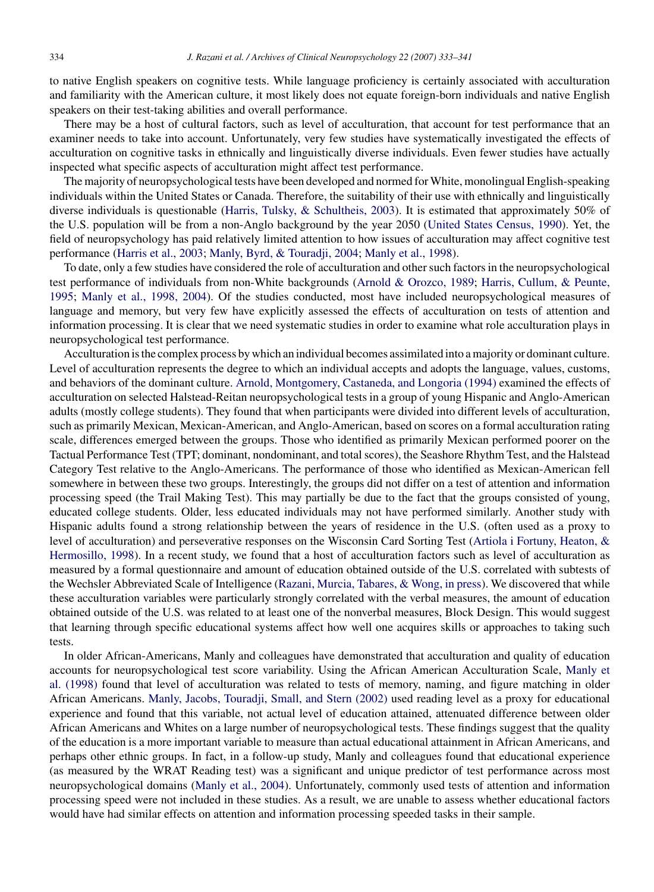to native English speakers on cognitive tests. While language proficiency is certainly associated with acculturation and familiarity with the American culture, it most likely does not equate foreign-born individuals and native English speakers on their test-taking abilities and overall performance.

There may be a host of cultural factors, such as level of acculturation, that account for test performance that an examiner needs to take into account. Unfortunately, very few studies have systematically investigated the effects of acculturation on cognitive tasks in ethnically and linguistically diverse individuals. Even fewer studies have actually inspected what specific aspects of acculturation might affect test performance.

The majority of neuropsychological tests have been developed and normed for White, monolingual English-speaking individuals within the United States or Canada. Therefore, the suitability of their use with ethnically and linguistically diverse individuals is questionable (Harris, Tulsky, & Schultheis, 2003). It is estimated that approximately 50% of the U.S. population will be from a non-Anglo background by the year 2050 (United States Census, 1990). Yet, the field of neuropsychology has paid relatively limited attention to how issues of acculturation may affect cognitive test performance (Harris et al., 2003; Manly, Byrd, & Touradji, 2004; Manly et al., 1998).

To date, only a few studies have considered the role of acculturation and other such factors in the neuropsychological test performance of individuals from non-White backgrounds (Arnold & Orozco, 1989; Harris, Cullum, & Peunte, 1995; Manly et al., 1998, 2004). Of the studies conducted, most have included neuropsychological measures of language and memory, but very few have explicitly assessed the effects of acculturation on tests of attention and information processing. It is clear that we need systematic studies in order to examine what role acculturation plays in neuropsychological test performance.

Acculturation is the complex process by which an individual becomes assimilated into a majority or dominant culture. Level of acculturation represents the degree to which an individual accepts and adopts the language, values, customs, and behaviors of the dominant culture. Arnold, Montgomery, Castaneda, and Longoria (1994) examined the effects of acculturation on selected Halstead-Reitan neuropsychological tests in a group of young Hispanic and Anglo-American adults (mostly college students). They found that when participants were divided into different levels of acculturation, such as primarily Mexican, Mexican-American, and Anglo-American, based on scores on a formal acculturation rating scale, differences emerged between the groups. Those who identified as primarily Mexican performed poorer on the Tactual Performance Test (TPT; dominant, nondominant, and total scores), the Seashore Rhythm Test, and the Halstead Category Test relative to the Anglo-Americans. The performance of those who identified as Mexican-American fell somewhere in between these two groups. Interestingly, the groups did not differ on a test of attention and information processing speed (the Trail Making Test). This may partially be due to the fact that the groups consisted of young, educated college students. Older, less educated individuals may not have performed similarly. Another study with Hispanic adults found a strong relationship between the years of residence in the U.S. (often used as a proxy to level of acculturation) and perseverative responses on the Wisconsin Card Sorting Test (Artiola i Fortuny, Heaton, & Hermosillo, 1998). In a recent study, we found that a host of acculturation factors such as level of acculturation as measured by a formal questionnaire and amount of education obtained outside of the U.S. correlated with subtests of the Wechsler Abbreviated Scale of Intelligence (Razani, Murcia, Tabares, & Wong, in press). We discovered that while these acculturation variables were particularly strongly correlated with the verbal measures, the amount of education obtained outside of the U.S. was related to at least one of the nonverbal measures, Block Design. This would suggest that learning through specific educational systems affect how well one acquires skills or approaches to taking such tests.

In older African-Americans, Manly and colleagues have demonstrated that acculturation and quality of education accounts for neuropsychological test score variability. Using the African American Acculturation Scale, Manly et al. (1998) found that level of acculturation was related to tests of memory, naming, and figure matching in older African Americans. Manly, Jacobs, Touradji, Small, and Stern (2002) used reading level as a proxy for educational experience and found that this variable, not actual level of education attained, attenuated difference between older African Americans and Whites on a large number of neuropsychological tests. These findings suggest that the quality of the education is a more important variable to measure than actual educational attainment in African Americans, and perhaps other ethnic groups. In fact, in a follow-up study, Manly and colleagues found that educational experience (as measured by the WRAT Reading test) was a significant and unique predictor of test performance across most neuropsychological domains (Manly et al., 2004). Unfortunately, commonly used tests of attention and information processing speed were not included in these studies. As a result, we are unable to assess whether educational factors would have had similar effects on attention and information processing speeded tasks in their sample.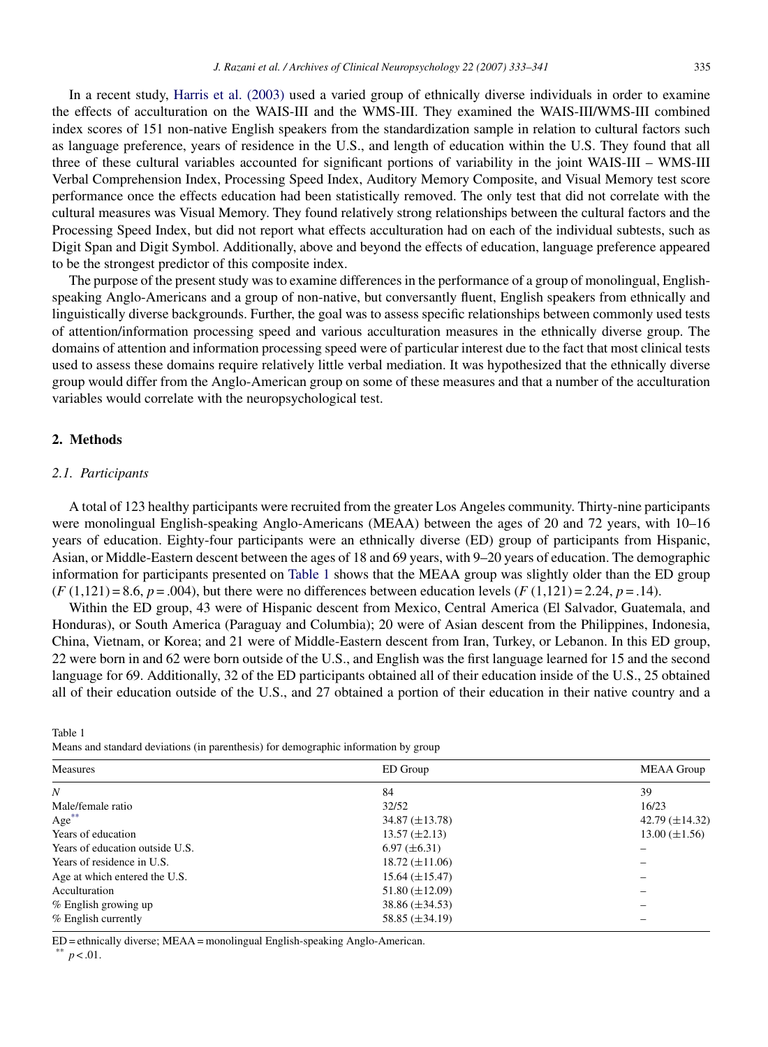In a recent study, Harris et al. (2003) used a varied group of ethnically diverse individuals in order to examine the effects of acculturation on the WAIS-III and the WMS-III. They examined the WAIS-III/WMS-III combined index scores of 151 non-native English speakers from the standardization sample in relation to cultural factors such as language preference, years of residence in the U.S., and length of education within the U.S. They found that all three of these cultural variables accounted for significant portions of variability in the joint WAIS-III – WMS-III Verbal Comprehension Index, Processing Speed Index, Auditory Memory Composite, and Visual Memory test score performance once the effects education had been statistically removed. The only test that did not correlate with the cultural measures was Visual Memory. They found relatively strong relationships between the cultural factors and the Processing Speed Index, but did not report what effects acculturation had on each of the individual subtests, such as Digit Span and Digit Symbol. Additionally, above and beyond the effects of education, language preference appeared to be the strongest predictor of this composite index.

The purpose of the present study was to examine differences in the performance of a group of monolingual, English-speaking Anglo-Americans and a group of non-native, but conversantly fluent, English speakers from ethnically and linguistically diverse backgrounds. Further, the goal was to assess specific relationships between commonly used tests of attention/information processing speed and various acculturation measures in the ethnically diverse group. The domains of attention and information processing speed were of particular interest due to the fact that most clinical tests used to assess these domains require relatively little verbal mediation. It was hypothesized that the ethnically diverse group would differ from the Anglo-American group on some of these measures and that a number of the acculturation variables would correlate with the neuropsychological test.

## 2. Methods

### *2.1. Participants*

A total of 123 healthy participants were recruited from the greater Los Angeles community. Thirty-nine participants were monolingual English-speaking Anglo-Americans (MEAA) between the ages of 20 and 72 years, with 10–16 years of education. Eighty-four participants were an ethnically diverse (ED) group of participants from Hispanic, Asian, or Middle-Eastern descent between the ages of 18 and 69 years, with 9–20 years of education. The demographic information for participants presented on Table 1 shows that the MEAA group was slightly older than the ED group ($F$ (1,121) = 8.6, $p$ = .004), but there were no differences between education levels ($F$ (1,121) = 2.24, $p$ = .14).

Within the ED group, 43 were of Hispanic descent from Mexico, Central America (El Salvador, Guatemala, and Honduras), or South America (Paraguay and Columbia); 20 were of Asian descent from the Philippines, Indonesia, China, Vietnam, or Korea; and 21 were of Middle-Eastern descent from Iran, Turkey, or Lebanon. In this ED group, 22 were born in and 62 were born outside of the U.S., and English was the first language learned for 15 and the second language for 69. Additionally, 32 of the ED participants obtained all of their education inside of the U.S., 25 obtained all of their education outside of the U.S., and 27 obtained a portion of their education in their native country and a

Table 1
Means and standard deviations (in parenthesis) for demographic information by group

| Measures | ED Group | MEAA Group |
|---|---|---|
| *N* | 84 | 39 |
| Male/female ratio | 32/52 | 16/23 |
| Age** | 34.87 (±13.78) | 42.79 (±14.32) |
| Years of education | 13.57 (±2.13) | 13.00 (±1.56) |
| Years of education outside U.S. | 6.97 (±6.31) | – |
| Years of residence in U.S. | 18.72 (±11.06) | – |
| Age at which entered the U.S. | 15.64 (±15.47) | – |
| Acculturation | 51.80 (±12.09) | – |
| % English growing up | 38.86 (±34.53) | – |
| % English currently | 58.85 (±34.19) | – |

ED = ethnically diverse; MEAA = monolingual English-speaking Anglo-American.
** $p < .01$.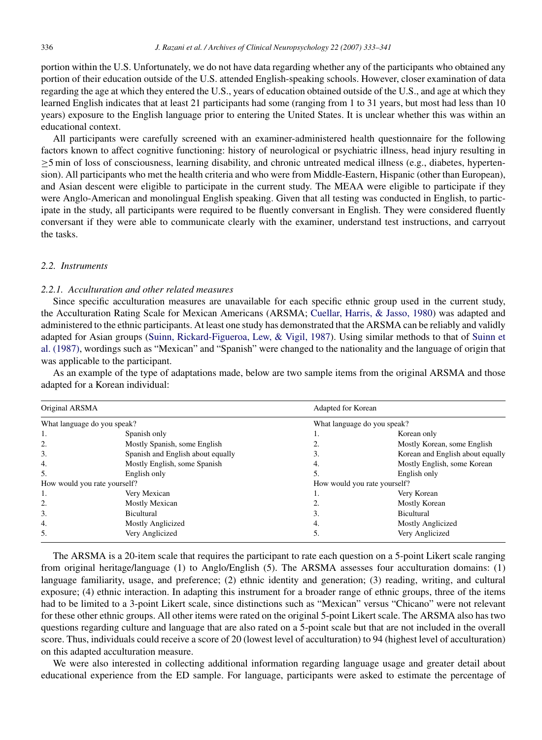portion within the U.S. Unfortunately, we do not have data regarding whether any of the participants who obtained any portion of their education outside of the U.S. attended English-speaking schools. However, closer examination of data regarding the age at which they entered the U.S., years of education obtained outside of the U.S., and age at which they learned English indicates that at least 21 participants had some (ranging from 1 to 31 years, but most had less than 10 years) exposure to the English language prior to entering the United States. It is unclear whether this was within an educational context.

All participants were carefully screened with an examiner-administered health questionnaire for the following factors known to affect cognitive functioning: history of neurological or psychiatric illness, head injury resulting in ≥5 min of loss of consciousness, learning disability, and chronic untreated medical illness (e.g., diabetes, hypertension). All participants who met the health criteria and who were from Middle-Eastern, Hispanic (other than European), and Asian descent were eligible to participate in the current study. The MEAA were eligible to participate if they were Anglo-American and monolingual English speaking. Given that all testing was conducted in English, to participate in the study, all participants were required to be fluently conversant in English. They were considered fluently conversant if they were able to communicate clearly with the examiner, understand test instructions, and carryout the tasks.

### 2.2. Instruments

#### 2.2.1. Acculturation and other related measures

Since specific acculturation measures are unavailable for each specific ethnic group used in the current study, the Acculturation Rating Scale for Mexican Americans (ARSMA; Cuellar, Harris, & Jasso, 1980) was adapted and administered to the ethnic participants. At least one study has demonstrated that the ARSMA can be reliably and validly adapted for Asian groups (Suinn, Rickard-Figueroa, Lew, & Vigil, 1987). Using similar methods to that of Suinn et al. (1987), wordings such as "Mexican" and "Spanish" were changed to the nationality and the language of origin that was applicable to the participant.

As an example of the type of adaptations made, below are two sample items from the original ARSMA and those adapted for a Korean individual:

| Original ARSMA | | Adapted for Korean | |
|---|---|---|---|
| What language do you speak? | | What language do you speak? | |
| 1. | Spanish only | 1. | Korean only |
| 2. | Mostly Spanish, some English | 2. | Mostly Korean, some English |
| 3. | Spanish and English about equally | 3. | Korean and English about equally |
| 4. | Mostly English, some Spanish | 4. | Mostly English, some Korean |
| 5. | English only | 5. | English only |
| How would you rate yourself? | | How would you rate yourself? | |
| 1. | Very Mexican | 1. | Very Korean |
| 2. | Mostly Mexican | 2. | Mostly Korean |
| 3. | Bicultural | 3. | Bicultural |
| 4. | Mostly Anglicized | 4. | Mostly Anglicized |
| 5. | Very Anglicized | 5. | Very Anglicized |

The ARSMA is a 20-item scale that requires the participant to rate each question on a 5-point Likert scale ranging from original heritage/language (1) to Anglo/English (5). The ARSMA assesses four acculturation domains: (1) language familiarity, usage, and preference; (2) ethnic identity and generation; (3) reading, writing, and cultural exposure; (4) ethnic interaction. In adapting this instrument for a broader range of ethnic groups, three of the items had to be limited to a 3-point Likert scale, since distinctions such as "Mexican" versus "Chicano" were not relevant for these other ethnic groups. All other items were rated on the original 5-point Likert scale. The ARSMA also has two questions regarding culture and language that are also rated on a 5-point scale but that are not included in the overall score. Thus, individuals could receive a score of 20 (lowest level of acculturation) to 94 (highest level of acculturation) on this adapted acculturation measure.

We were also interested in collecting additional information regarding language usage and greater detail about educational experience from the ED sample. For language, participants were asked to estimate the percentage of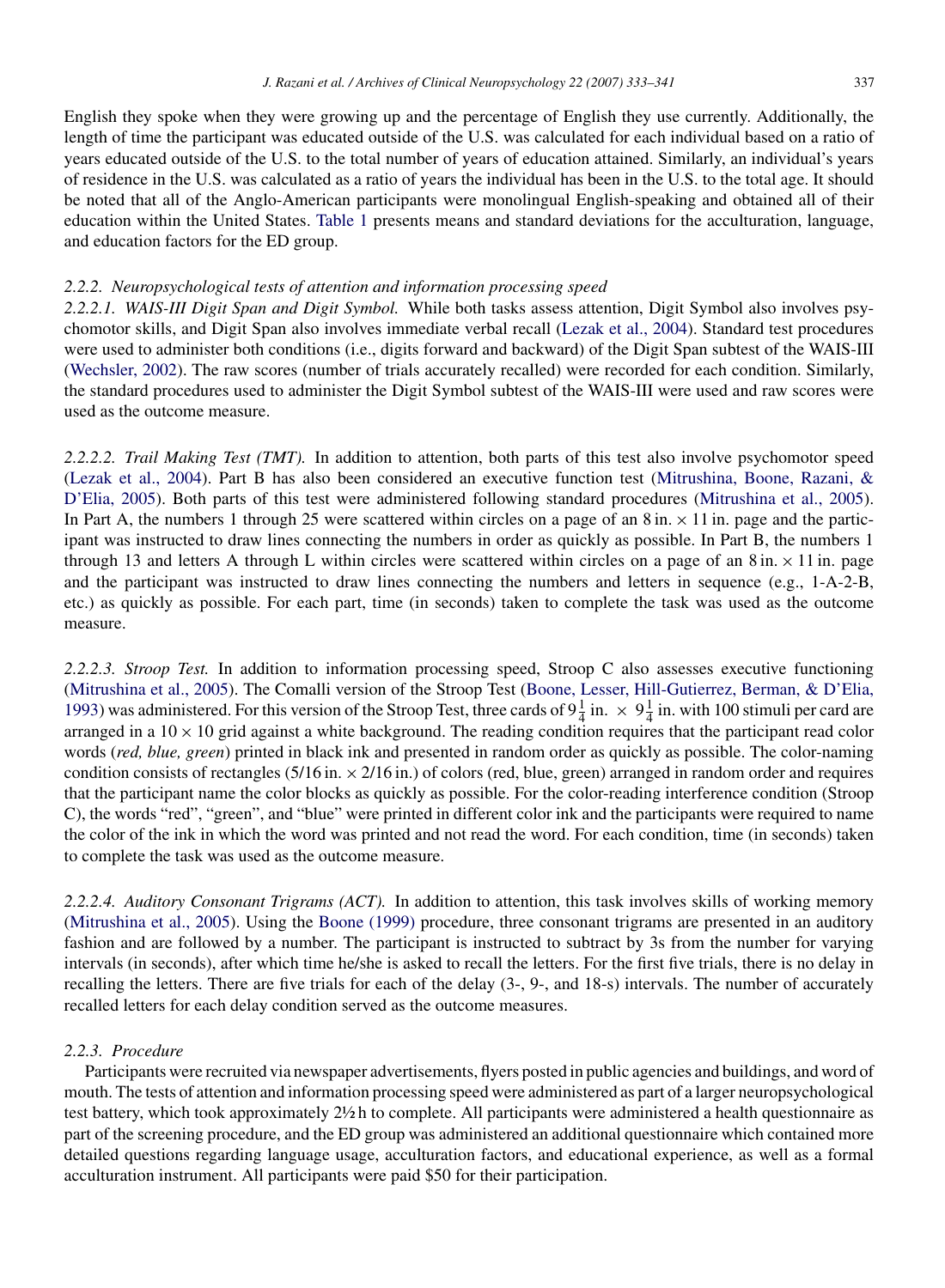English they spoke when they were growing up and the percentage of English they use currently. Additionally, the length of time the participant was educated outside of the U.S. was calculated for each individual based on a ratio of years educated outside of the U.S. to the total number of years of education attained. Similarly, an individual's years of residence in the U.S. was calculated as a ratio of years the individual has been in the U.S. to the total age. It should be noted that all of the Anglo-American participants were monolingual English-speaking and obtained all of their education within the United States. Table 1 presents means and standard deviations for the acculturation, language, and education factors for the ED group.

### 2.2.2. Neuropsychological tests of attention and information processing speed

*2.2.2.1. WAIS-III Digit Span and Digit Symbol.* While both tasks assess attention, Digit Symbol also involves psychomotor skills, and Digit Span also involves immediate verbal recall (Lezak et al., 2004). Standard test procedures were used to administer both conditions (i.e., digits forward and backward) of the Digit Span subtest of the WAIS-III (Wechsler, 2002). The raw scores (number of trials accurately recalled) were recorded for each condition. Similarly, the standard procedures used to administer the Digit Symbol subtest of the WAIS-III were used and raw scores were used as the outcome measure.

*2.2.2.2. Trail Making Test (TMT).* In addition to attention, both parts of this test also involve psychomotor speed (Lezak et al., 2004). Part B has also been considered an executive function test (Mitrushina, Boone, Razani, & D'Elia, 2005). Both parts of this test were administered following standard procedures (Mitrushina et al., 2005). In Part A, the numbers 1 through 25 were scattered within circles on a page of an 8 in. × 11 in. page and the participant was instructed to draw lines connecting the numbers in order as quickly as possible. In Part B, the numbers 1 through 13 and letters A through L within circles were scattered within circles on a page of an 8 in. × 11 in. page and the participant was instructed to draw lines connecting the numbers and letters in sequence (e.g., 1-A-2-B, etc.) as quickly as possible. For each part, time (in seconds) taken to complete the task was used as the outcome measure.

*2.2.2.3. Stroop Test.* In addition to information processing speed, Stroop C also assesses executive functioning (Mitrushina et al., 2005). The Comalli version of the Stroop Test (Boone, Lesser, Hill-Gutierrez, Berman, & D'Elia, 1993) was administered. For this version of the Stroop Test, three cards of $9\frac{1}{4}$ in. × $9\frac{1}{4}$ in. with 100 stimuli per card are arranged in a 10 × 10 grid against a white background. The reading condition requires that the participant read color words (*red, blue, green*) printed in black ink and presented in random order as quickly as possible. The color-naming condition consists of rectangles (5/16 in. × 2/16 in.) of colors (red, blue, green) arranged in random order and requires that the participant name the color blocks as quickly as possible. For the color-reading interference condition (Stroop C), the words "red", "green", and "blue" were printed in different color ink and the participants were required to name the color of the ink in which the word was printed and not read the word. For each condition, time (in seconds) taken to complete the task was used as the outcome measure.

*2.2.2.4. Auditory Consonant Trigrams (ACT).* In addition to attention, this task involves skills of working memory (Mitrushina et al., 2005). Using the Boone (1999) procedure, three consonant trigrams are presented in an auditory fashion and are followed by a number. The participant is instructed to subtract by 3s from the number for varying intervals (in seconds), after which time he/she is asked to recall the letters. For the first five trials, there is no delay in recalling the letters. There are five trials for each of the delay (3-, 9-, and 18-s) intervals. The number of accurately recalled letters for each delay condition served as the outcome measures.

### 2.2.3. Procedure

Participants were recruited via newspaper advertisements, flyers posted in public agencies and buildings, and word of mouth. The tests of attention and information processing speed were administered as part of a larger neuropsychological test battery, which took approximately 2½ h to complete. All participants were administered a health questionnaire as part of the screening procedure, and the ED group was administered an additional questionnaire which contained more detailed questions regarding language usage, acculturation factors, and educational experience, as well as a formal acculturation instrument. All participants were paid $50 for their participation.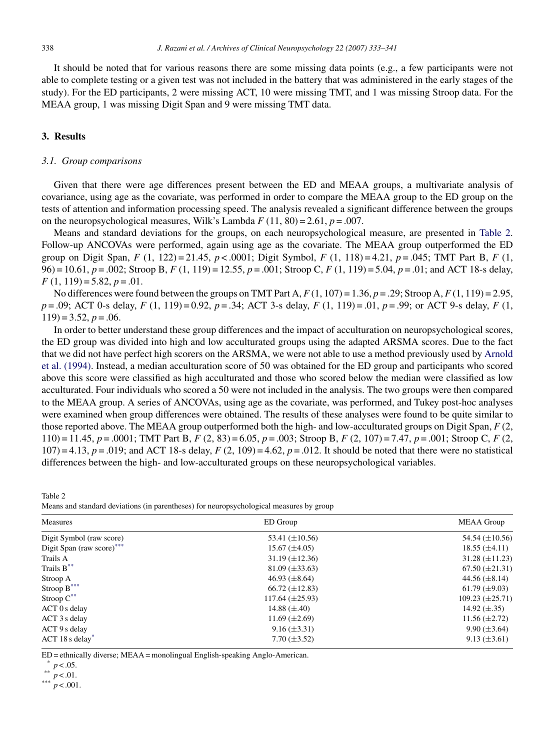It should be noted that for various reasons there are some missing data points (e.g., a few participants were not able to complete testing or a given test was not included in the battery that was administered in the early stages of the study). For the ED participants, 2 were missing ACT, 10 were missing TMT, and 1 was missing Stroop data. For the MEAA group, 1 was missing Digit Span and 9 were missing TMT data.

## 3. Results

### 3.1. Group comparisons

Given that there were age differences present between the ED and MEAA groups, a multivariate analysis of covariance, using age as the covariate, was performed in order to compare the MEAA group to the ED group on the tests of attention and information processing speed. The analysis revealed a significant difference between the groups on the neuropsychological measures, Wilk's Lambda $F(11, 80) = 2.61$, $p = .007$.

Means and standard deviations for the groups, on each neuropsychological measure, are presented in Table 2. Follow-up ANCOVAs were performed, again using age as the covariate. The MEAA group outperformed the ED group on Digit Span, $F(1, 122) = 21.45$, $p < .0001$; Digit Symbol, $F(1, 118) = 4.21$, $p = .045$; TMT Part B, $F(1, 96) = 10.61$, $p = .002$; Stroop B, $F(1, 119) = 12.55$, $p = .001$; Stroop C, $F(1, 119) = 5.04$, $p = .01$; and ACT 18-s delay, $F(1, 119) = 5.82$, $p = .01$.

No differences were found between the groups on TMT Part A, $F(1, 107) = 1.36$, $p = .29$; Stroop A, $F(1, 119) = 2.95$, $p = .09$; ACT 0-s delay, $F(1, 119) = 0.92$, $p = .34$; ACT 3-s delay, $F(1, 119) = .01$, $p = .99$; or ACT 9-s delay, $F(1, 119) = 3.52$, $p = .06$.

In order to better understand these group differences and the impact of acculturation on neuropsychological scores, the ED group was divided into high and low acculturated groups using the adapted ARSMA scores. Due to the fact that we did not have perfect high scorers on the ARSMA, we were not able to use a method previously used by Arnold et al. (1994). Instead, a median acculturation score of 50 was obtained for the ED group and participants who scored above this score were classified as high acculturated and those who scored below the median were classified as low acculturated. Four individuals who scored a 50 were not included in the analysis. The two groups were then compared to the MEAA group. A series of ANCOVAs, using age as the covariate, was performed, and Tukey post-hoc analyses were examined when group differences were obtained. The results of these analyses were found to be quite similar to those reported above. The MEAA group outperformed both the high- and low-acculturated groups on Digit Span, $F(2, 110) = 11.45$, $p = .0001$; TMT Part B, $F(2, 83) = 6.05$, $p = .003$; Stroop B, $F(2, 107) = 7.47$, $p = .001$; Stroop C, $F(2, 107) = 4.13$, $p = .019$; and ACT 18-s delay, $F(2, 109) = 4.62$, $p = .012$. It should be noted that there were no statistical differences between the high- and low-acculturated groups on these neuropsychological variables.

Table 2
Means and standard deviations (in parentheses) for neuropsychological measures by group

| Measures | ED Group | MEAA Group |
|---|---|---|
| Digit Symbol (raw score) | 53.41 (±10.56) | 54.54 (±10.56) |
| Digit Span (raw score)*** | 15.67 (±4.05) | 18.55 (±4.11) |
| Trails A | 31.19 (±12.36) | 31.28 (±11.23) |
| Trails B** | 81.09 (±33.63) | 67.50 (±21.31) |
| Stroop A | 46.93 (±8.64) | 44.56 (±8.14) |
| Stroop B*** | 66.72 (±12.83) | 61.79 (±9.03) |
| Stroop C** | 117.64 (±25.93) | 109.23 (±25.71) |
| ACT 0 s delay | 14.88 (±.40) | 14.92 (±.35) |
| ACT 3 s delay | 11.69 (±2.69) | 11.56 (±2.72) |
| ACT 9 s delay | 9.16 (±3.31) | 9.90 (±3.64) |
| ACT 18 s delay* | 7.70 (±3.52) | 9.13 (±3.61) |

ED = ethnically diverse; MEAA = monolingual English-speaking Anglo-American.
* $p < .05$.
** $p < .01$.
*** $p < .001$.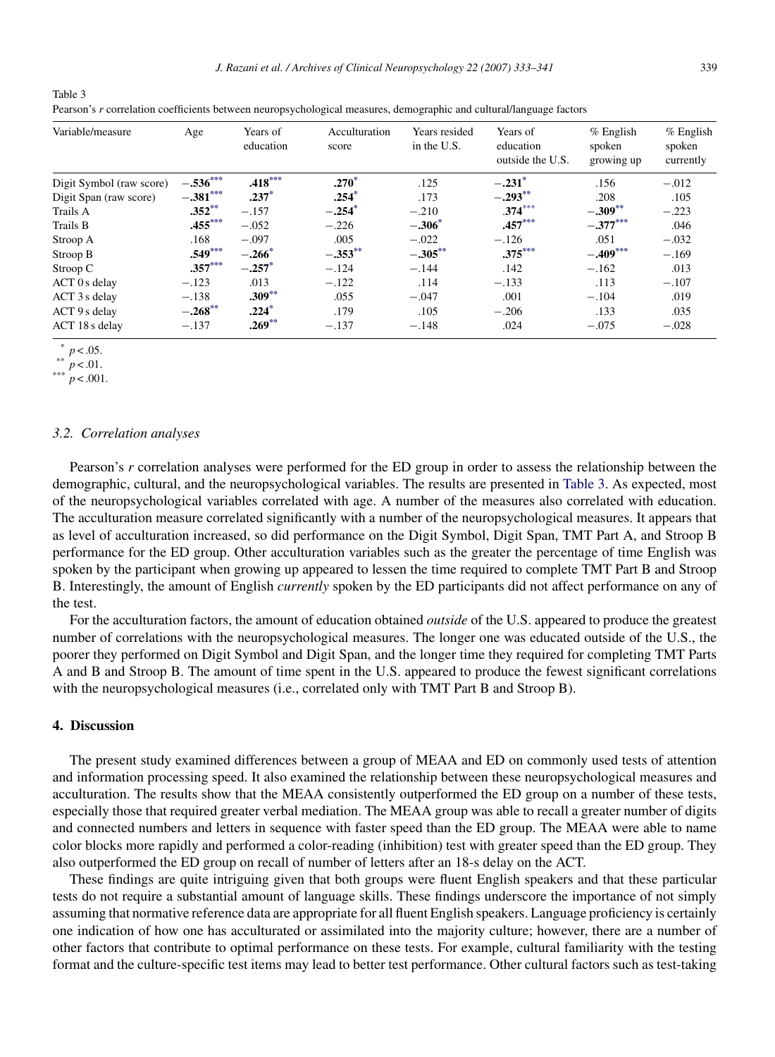Table 3

Pearson's *r* correlation coefficients between neuropsychological measures, demographic and cultural/language factors

| Variable/measure | Age | Years of education | Acculturation score | Years resided in the U.S. | Years of education outside the U.S. | % English spoken growing up | % English spoken currently |
|---|---|---|---|---|---|---|---|
| Digit Symbol (raw score) | **−.536**\*\*\* | **.418**\*\*\* | **.270**\* | .125 | **−.231**\* | .156 | −.012 |
| Digit Span (raw score) | **−.381**\*\*\* | **.237**\* | **.254**\* | .173 | **−.293**\*\* | .208 | .105 |
| Trails A | **.352**\*\* | −.157 | **−.254**\* | −.210 | **.374**\*\*\* | **−.309**\*\* | −.223 |
| Trails B | **.455**\*\*\* | −.052 | −.226 | **−.306**\* | **.457**\*\*\* | **−.377**\*\*\* | .046 |
| Stroop A | .168 | −.097 | .005 | −.022 | −.126 | .051 | −.032 |
| Stroop B | **.549**\*\*\* | **−.266**\* | **−.353**\*\* | **−.305**\*\* | **.375**\*\*\* | **−.409**\*\*\* | −.169 |
| Stroop C | **.357**\*\*\* | **−.257**\* | −.124 | −.144 | .142 | −.162 | .013 |
| ACT 0 s delay | −.123 | .013 | −.122 | .114 | −.133 | .113 | −.107 |
| ACT 3 s delay | −.138 | **.309**\*\* | .055 | −.047 | .001 | −.104 | .019 |
| ACT 9 s delay | **−.268**\*\* | **.224**\* | .179 | .105 | −.206 | .133 | .035 |
| ACT 18 s delay | −.137 | **.269**\*\* | −.137 | −.148 | .024 | −.075 | −.028 |

\* $p < .05$.

\*\* $p < .01$.

\*\*\* $p < .001$.

### 3.2. Correlation analyses

Pearson's *r* correlation analyses were performed for the ED group in order to assess the relationship between the demographic, cultural, and the neuropsychological variables. The results are presented in Table 3. As expected, most of the neuropsychological variables correlated with age. A number of the measures also correlated with education. The acculturation measure correlated significantly with a number of the neuropsychological measures. It appears that as level of acculturation increased, so did performance on the Digit Symbol, Digit Span, TMT Part A, and Stroop B performance for the ED group. Other acculturation variables such as the greater the percentage of time English was spoken by the participant when growing up appeared to lessen the time required to complete TMT Part B and Stroop B. Interestingly, the amount of English *currently* spoken by the ED participants did not affect performance on any of the test.

For the acculturation factors, the amount of education obtained *outside* of the U.S. appeared to produce the greatest number of correlations with the neuropsychological measures. The longer one was educated outside of the U.S., the poorer they performed on Digit Symbol and Digit Span, and the longer time they required for completing TMT Parts A and B and Stroop B. The amount of time spent in the U.S. appeared to produce the fewest significant correlations with the neuropsychological measures (i.e., correlated only with TMT Part B and Stroop B).

## 4. Discussion

The present study examined differences between a group of MEAA and ED on commonly used tests of attention and information processing speed. It also examined the relationship between these neuropsychological measures and acculturation. The results show that the MEAA consistently outperformed the ED group on a number of these tests, especially those that required greater verbal mediation. The MEAA group was able to recall a greater number of digits and connected numbers and letters in sequence with faster speed than the ED group. The MEAA were able to name color blocks more rapidly and performed a color-reading (inhibition) test with greater speed than the ED group. They also outperformed the ED group on recall of number of letters after an 18-s delay on the ACT.

These findings are quite intriguing given that both groups were fluent English speakers and that these particular tests do not require a substantial amount of language skills. These findings underscore the importance of not simply assuming that normative reference data are appropriate for all fluent English speakers. Language proficiency is certainly one indication of how one has acculturated or assimilated into the majority culture; however, there are a number of other factors that contribute to optimal performance on these tests. For example, cultural familiarity with the testing format and the culture-specific test items may lead to better test performance. Other cultural factors such as test-taking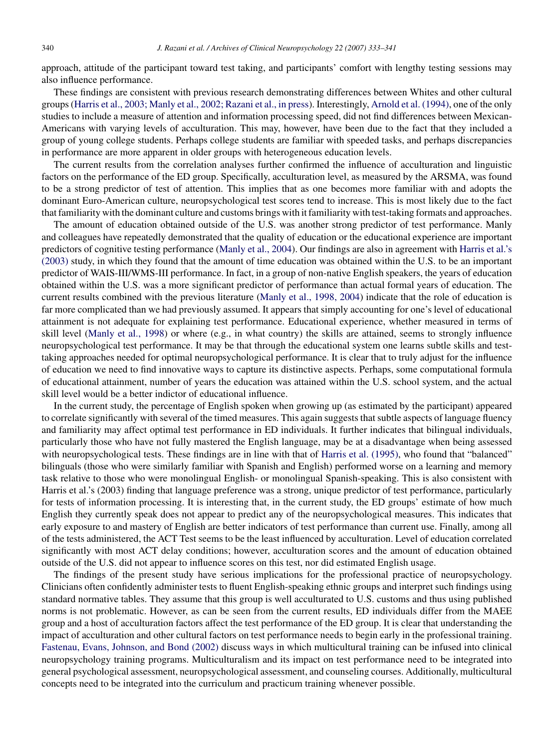approach, attitude of the participant toward test taking, and participants' comfort with lengthy testing sessions may also influence performance.

These findings are consistent with previous research demonstrating differences between Whites and other cultural groups (Harris et al., 2003; Manly et al., 2002; Razani et al., in press). Interestingly, Arnold et al. (1994), one of the only studies to include a measure of attention and information processing speed, did not find differences between Mexican-Americans with varying levels of acculturation. This may, however, have been due to the fact that they included a group of young college students. Perhaps college students are familiar with speeded tasks, and perhaps discrepancies in performance are more apparent in older groups with heterogeneous education levels.

The current results from the correlation analyses further confirmed the influence of acculturation and linguistic factors on the performance of the ED group. Specifically, acculturation level, as measured by the ARSMA, was found to be a strong predictor of test of attention. This implies that as one becomes more familiar with and adopts the dominant Euro-American culture, neuropsychological test scores tend to increase. This is most likely due to the fact that familiarity with the dominant culture and customs brings with it familiarity with test-taking formats and approaches.

The amount of education obtained outside of the U.S. was another strong predictor of test performance. Manly and colleagues have repeatedly demonstrated that the quality of education or the educational experience are important predictors of cognitive testing performance (Manly et al., 2004). Our findings are also in agreement with Harris et al.'s (2003) study, in which they found that the amount of time education was obtained within the U.S. to be an important predictor of WAIS-III/WMS-III performance. In fact, in a group of non-native English speakers, the years of education obtained within the U.S. was a more significant predictor of performance than actual formal years of education. The current results combined with the previous literature (Manly et al., 1998, 2004) indicate that the role of education is far more complicated than we had previously assumed. It appears that simply accounting for one's level of educational attainment is not adequate for explaining test performance. Educational experience, whether measured in terms of skill level (Manly et al., 1998) or where (e.g., in what country) the skills are attained, seems to strongly influence neuropsychological test performance. It may be that through the educational system one learns subtle skills and test-taking approaches needed for optimal neuropsychological performance. It is clear that to truly adjust for the influence of education we need to find innovative ways to capture its distinctive aspects. Perhaps, some computational formula of educational attainment, number of years the education was attained within the U.S. school system, and the actual skill level would be a better indictor of educational influence.

In the current study, the percentage of English spoken when growing up (as estimated by the participant) appeared to correlate significantly with several of the timed measures. This again suggests that subtle aspects of language fluency and familiarity may affect optimal test performance in ED individuals. It further indicates that bilingual individuals, particularly those who have not fully mastered the English language, may be at a disadvantage when being assessed with neuropsychological tests. These findings are in line with that of Harris et al. (1995), who found that "balanced" bilinguals (those who were similarly familiar with Spanish and English) performed worse on a learning and memory task relative to those who were monolingual English- or monolingual Spanish-speaking. This is also consistent with Harris et al.'s (2003) finding that language preference was a strong, unique predictor of test performance, particularly for tests of information processing. It is interesting that, in the current study, the ED groups' estimate of how much English they currently speak does not appear to predict any of the neuropsychological measures. This indicates that early exposure to and mastery of English are better indicators of test performance than current use. Finally, among all of the tests administered, the ACT Test seems to be the least influenced by acculturation. Level of education correlated significantly with most ACT delay conditions; however, acculturation scores and the amount of education obtained outside of the U.S. did not appear to influence scores on this test, nor did estimated English usage.

The findings of the present study have serious implications for the professional practice of neuropsychology. Clinicians often confidently administer tests to fluent English-speaking ethnic groups and interpret such findings using standard normative tables. They assume that this group is well acculturated to U.S. customs and thus using published norms is not problematic. However, as can be seen from the current results, ED individuals differ from the MAEE group and a host of acculturation factors affect the test performance of the ED group. It is clear that understanding the impact of acculturation and other cultural factors on test performance needs to begin early in the professional training. Fastenau, Evans, Johnson, and Bond (2002) discuss ways in which multicultural training can be infused into clinical neuropsychology training programs. Multiculturalism and its impact on test performance need to be integrated into general psychological assessment, neuropsychological assessment, and counseling courses. Additionally, multicultural concepts need to be integrated into the curriculum and practicum training whenever possible.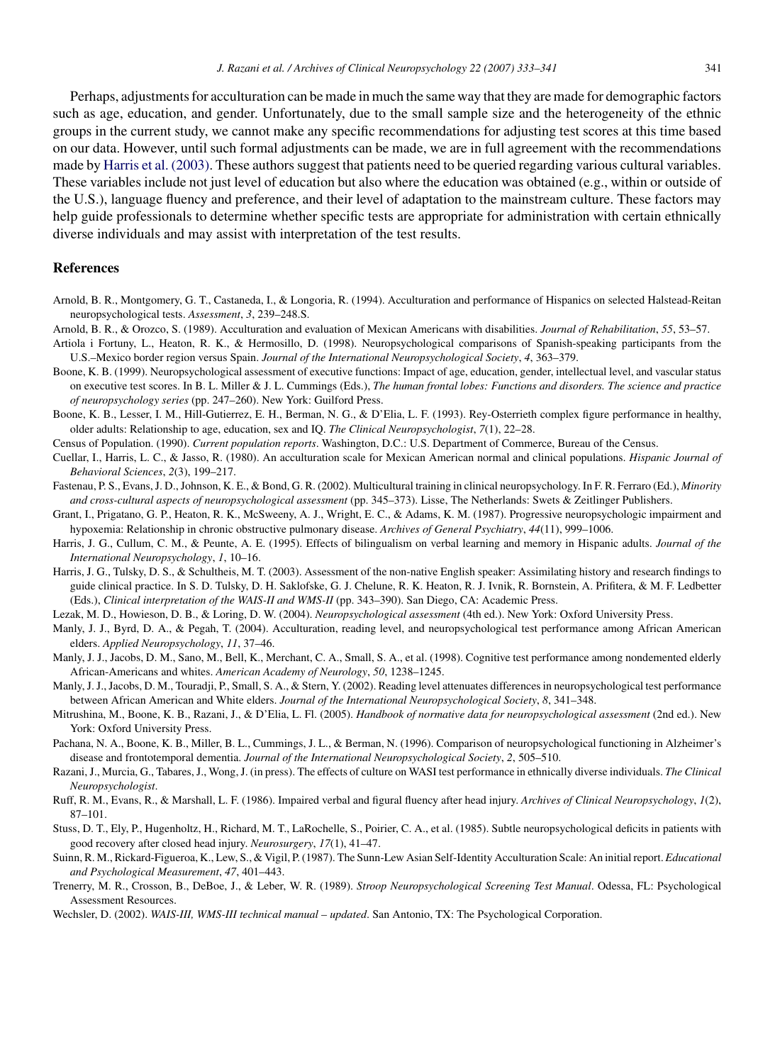Perhaps, adjustments for acculturation can be made in much the same way that they are made for demographic factors such as age, education, and gender. Unfortunately, due to the small sample size and the heterogeneity of the ethnic groups in the current study, we cannot make any specific recommendations for adjusting test scores at this time based on our data. However, until such formal adjustments can be made, we are in full agreement with the recommendations made by Harris et al. (2003). These authors suggest that patients need to be queried regarding various cultural variables. These variables include not just level of education but also where the education was obtained (e.g., within or outside of the U.S.), language fluency and preference, and their level of adaptation to the mainstream culture. These factors may help guide professionals to determine whether specific tests are appropriate for administration with certain ethnically diverse individuals and may assist with interpretation of the test results.

## References

Arnold, B. R., Montgomery, G. T., Castaneda, I., & Longoria, R. (1994). Acculturation and performance of Hispanics on selected Halstead-Reitan neuropsychological tests. *Assessment*, *3*, 239–248.S.

Arnold, B. R., & Orozco, S. (1989). Acculturation and evaluation of Mexican Americans with disabilities. *Journal of Rehabilitation*, *55*, 53–57.

Artiola i Fortuny, L., Heaton, R. K., & Hermosillo, D. (1998). Neuropsychological comparisons of Spanish-speaking participants from the U.S.–Mexico border region versus Spain. *Journal of the International Neuropsychological Society*, *4*, 363–379.

Boone, K. B. (1999). Neuropsychological assessment of executive functions: Impact of age, education, gender, intellectual level, and vascular status on executive test scores. In B. L. Miller & J. L. Cummings (Eds.), *The human frontal lobes: Functions and disorders. The science and practice of neuropsychology series* (pp. 247–260). New York: Guilford Press.

Boone, K. B., Lesser, I. M., Hill-Gutierrez, E. H., Berman, N. G., & D'Elia, L. F. (1993). Rey-Osterrieth complex figure performance in healthy, older adults: Relationship to age, education, sex and IQ. *The Clinical Neuropsychologist*, *7*(1), 22–28.

Census of Population. (1990). *Current population reports*. Washington, D.C.: U.S. Department of Commerce, Bureau of the Census.

Cuellar, I., Harris, L. C., & Jasso, R. (1980). An acculturation scale for Mexican American normal and clinical populations. *Hispanic Journal of Behavioral Sciences*, *2*(3), 199–217.

Fastenau, P. S., Evans, J. D., Johnson, K. E., & Bond, G. R. (2002). Multicultural training in clinical neuropsychology. In F. R. Ferraro (Ed.), *Minority and cross-cultural aspects of neuropsychological assessment* (pp. 345–373). Lisse, The Netherlands: Swets & Zeitlinger Publishers.

Grant, I., Prigatano, G. P., Heaton, R. K., McSweeny, A. J., Wright, E. C., & Adams, K. M. (1987). Progressive neuropsychologic impairment and hypoxemia: Relationship in chronic obstructive pulmonary disease. *Archives of General Psychiatry*, *44*(11), 999–1006.

Harris, J. G., Cullum, C. M., & Peunte, A. E. (1995). Effects of bilingualism on verbal learning and memory in Hispanic adults. *Journal of the International Neuropsychology*, *1*, 10–16.

Harris, J. G., Tulsky, D. S., & Schultheis, M. T. (2003). Assessment of the non-native English speaker: Assimilating history and research findings to guide clinical practice. In S. D. Tulsky, D. H. Saklofske, G. J. Chelune, R. K. Heaton, R. J. Ivnik, R. Bornstein, A. Prifitera, & M. F. Ledbetter (Eds.), *Clinical interpretation of the WAIS-II and WMS-II* (pp. 343–390). San Diego, CA: Academic Press.

Lezak, M. D., Howieson, D. B., & Loring, D. W. (2004). *Neuropsychological assessment* (4th ed.). New York: Oxford University Press.

Manly, J. J., Byrd, D. A., & Pegah, T. (2004). Acculturation, reading level, and neuropsychological test performance among African American elders. *Applied Neuropsychology*, *11*, 37–46.

Manly, J. J., Jacobs, D. M., Sano, M., Bell, K., Merchant, C. A., Small, S. A., et al. (1998). Cognitive test performance among nondemented elderly African-Americans and whites. *American Academy of Neurology*, *50*, 1238–1245.

Manly, J. J., Jacobs, D. M., Touradji, P., Small, S. A., & Stern, Y. (2002). Reading level attenuates differences in neuropsychological test performance between African American and White elders. *Journal of the International Neuropsychological Society*, *8*, 341–348.

Mitrushina, M., Boone, K. B., Razani, J., & D'Elia, L. Fl. (2005). *Handbook of normative data for neuropsychological assessment* (2nd ed.). New York: Oxford University Press.

Pachana, N. A., Boone, K. B., Miller, B. L., Cummings, J. L., & Berman, N. (1996). Comparison of neuropsychological functioning in Alzheimer's disease and frontotemporal dementia. *Journal of the International Neuropsychological Society*, *2*, 505–510.

Razani, J., Murcia, G., Tabares, J., Wong, J. (in press). The effects of culture on WASI test performance in ethnically diverse individuals. *The Clinical Neuropsychologist*.

Ruff, R. M., Evans, R., & Marshall, L. F. (1986). Impaired verbal and figural fluency after head injury. *Archives of Clinical Neuropsychology*, *1*(2), 87–101.

Stuss, D. T., Ely, P., Hugenholtz, H., Richard, M. T., LaRochelle, S., Poirier, C. A., et al. (1985). Subtle neuropsychological deficits in patients with good recovery after closed head injury. *Neurosurgery*, *17*(1), 41–47.

Suinn, R. M., Rickard-Figueroa, K., Lew, S., & Vigil, P. (1987). The Sunn-Lew Asian Self-Identity Acculturation Scale: An initial report. *Educational and Psychological Measurement*, *47*, 401–443.

Trenerry, M. R., Crosson, B., DeBoe, J., & Leber, W. R. (1989). *Stroop Neuropsychological Screening Test Manual*. Odessa, FL: Psychological Assessment Resources.

Wechsler, D. (2002). *WAIS-III, WMS-III technical manual – updated*. San Antonio, TX: The Psychological Corporation.